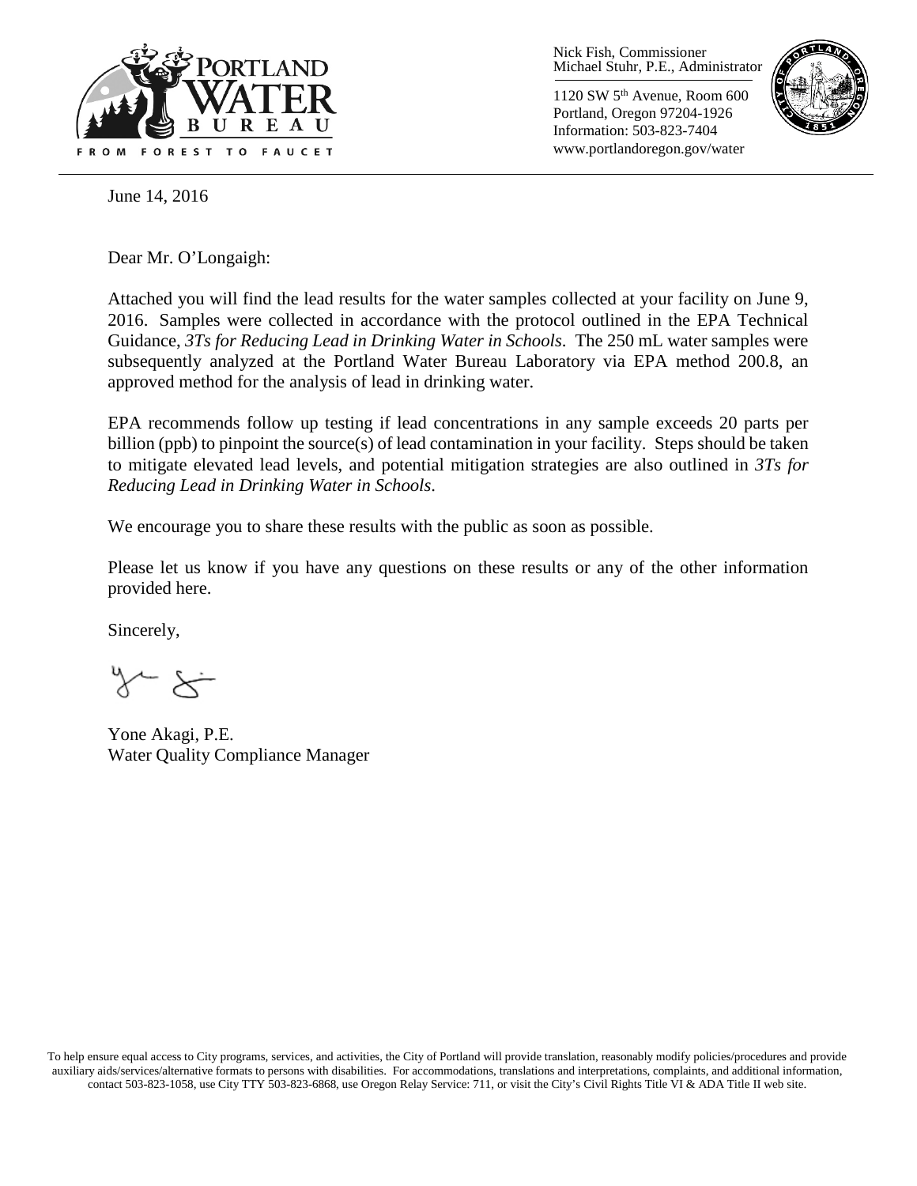Nick Fish, Commissioner
Michael Stuhr, P.E., Administrator

1120 SW 5th Avenue, Room 600
Portland, Oregon 97204-1926
Information: 503-823-7404
www.portlandoregon.gov/water

June 14, 2016

Dear Mr. O'Longaigh:

Attached you will find the lead results for the water samples collected at your facility on June 9, 2016. Samples were collected in accordance with the protocol outlined in the EPA Technical Guidance, *3Ts for Reducing Lead in Drinking Water in Schools*. The 250 mL water samples were subsequently analyzed at the Portland Water Bureau Laboratory via EPA method 200.8, an approved method for the analysis of lead in drinking water.

EPA recommends follow up testing if lead concentrations in any sample exceeds 20 parts per billion (ppb) to pinpoint the source(s) of lead contamination in your facility. Steps should be taken to mitigate elevated lead levels, and potential mitigation strategies are also outlined in *3Ts for Reducing Lead in Drinking Water in Schools*.

We encourage you to share these results with the public as soon as possible.

Please let us know if you have any questions on these results or any of the other information provided here.

Sincerely,

Yone Akagi, P.E.
Water Quality Compliance Manager

To help ensure equal access to City programs, services, and activities, the City of Portland will provide translation, reasonably modify policies/procedures and provide auxiliary aids/services/alternative formats to persons with disabilities. For accommodations, translations and interpretations, complaints, and additional information, contact 503-823-1058, use City TTY 503-823-6868, use Oregon Relay Service: 711, or visit the City's Civil Rights Title VI & ADA Title II web site.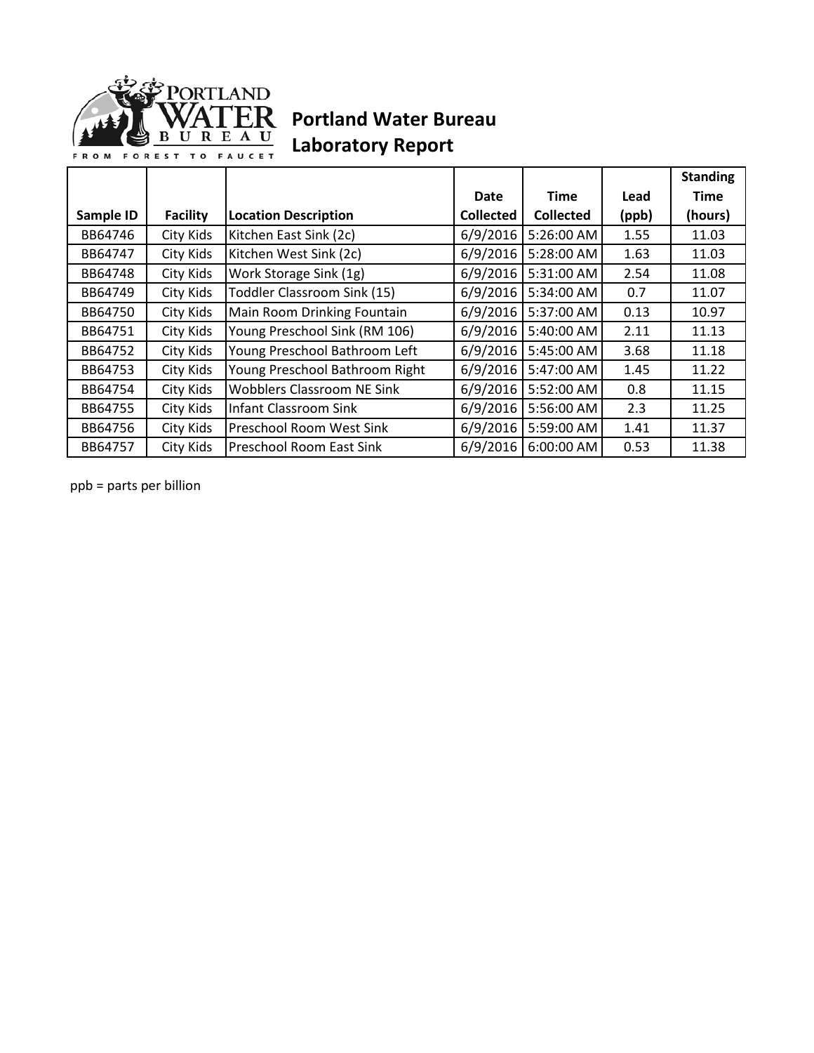# Portland Water Bureau Laboratory Report

| Sample ID | Facility | Location Description | Date Collected | Time Collected | Lead (ppb) | Standing Time (hours) |
|---|---|---|---|---|---|---|
| BB64746 | City Kids | Kitchen East Sink (2c) | 6/9/2016 | 5:26:00 AM | 1.55 | 11.03 |
| BB64747 | City Kids | Kitchen West Sink (2c) | 6/9/2016 | 5:28:00 AM | 1.63 | 11.03 |
| BB64748 | City Kids | Work Storage Sink (1g) | 6/9/2016 | 5:31:00 AM | 2.54 | 11.08 |
| BB64749 | City Kids | Toddler Classroom Sink (15) | 6/9/2016 | 5:34:00 AM | 0.7 | 11.07 |
| BB64750 | City Kids | Main Room Drinking Fountain | 6/9/2016 | 5:37:00 AM | 0.13 | 10.97 |
| BB64751 | City Kids | Young Preschool Sink (RM 106) | 6/9/2016 | 5:40:00 AM | 2.11 | 11.13 |
| BB64752 | City Kids | Young Preschool Bathroom Left | 6/9/2016 | 5:45:00 AM | 3.68 | 11.18 |
| BB64753 | City Kids | Young Preschool Bathroom Right | 6/9/2016 | 5:47:00 AM | 1.45 | 11.22 |
| BB64754 | City Kids | Wobblers Classroom NE Sink | 6/9/2016 | 5:52:00 AM | 0.8 | 11.15 |
| BB64755 | City Kids | Infant Classroom Sink | 6/9/2016 | 5:56:00 AM | 2.3 | 11.25 |
| BB64756 | City Kids | Preschool Room West Sink | 6/9/2016 | 5:59:00 AM | 1.41 | 11.37 |
| BB64757 | City Kids | Preschool Room East Sink | 6/9/2016 | 6:00:00 AM | 0.53 | 11.38 |

ppb = parts per billion